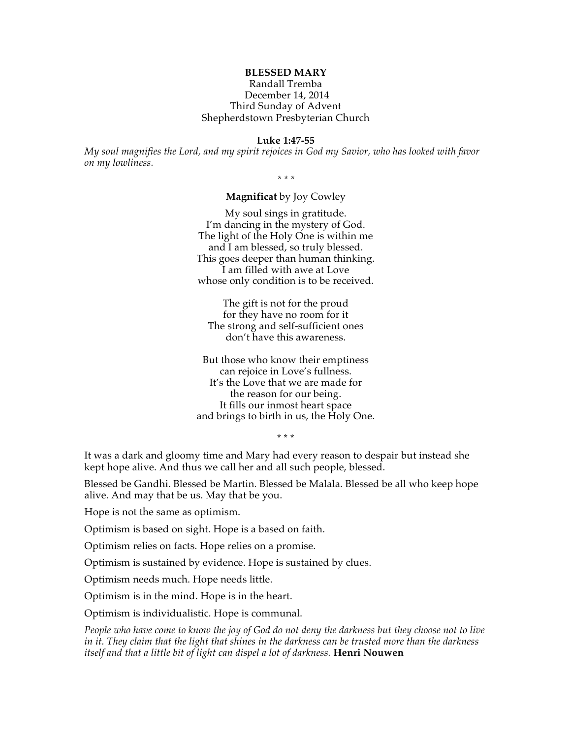**BLESSED MARY**

Randall Tremba
December 14, 2014
Third Sunday of Advent
Shepherdstown Presbyterian Church

**Luke 1:47-55**

*My soul magnifies the Lord, and my spirit rejoices in God my Savior, who has looked with favor on my lowliness.*

\* \* \*

**Magnificat** by Joy Cowley

My soul sings in gratitude.
I'm dancing in the mystery of God.
The light of the Holy One is within me
and I am blessed, so truly blessed.
This goes deeper than human thinking.
I am filled with awe at Love
whose only condition is to be received.

The gift is not for the proud
for they have no room for it
The strong and self-sufficient ones
don't have this awareness.

But those who know their emptiness
can rejoice in Love's fullness.
It's the Love that we are made for
the reason for our being.
It fills our inmost heart space
and brings to birth in us, the Holy One.

\* \* \*

It was a dark and gloomy time and Mary had every reason to despair but instead she kept hope alive. And thus we call her and all such people, blessed.

Blessed be Gandhi. Blessed be Martin. Blessed be Malala. Blessed be all who keep hope alive. And may that be us. May that be you.

Hope is not the same as optimism.

Optimism is based on sight. Hope is a based on faith.

Optimism relies on facts. Hope relies on a promise.

Optimism is sustained by evidence. Hope is sustained by clues.

Optimism needs much. Hope needs little.

Optimism is in the mind. Hope is in the heart.

Optimism is individualistic. Hope is communal.

*People who have come to know the joy of God do not deny the darkness but they choose not to live in it. They claim that the light that shines in the darkness can be trusted more than the darkness itself and that a little bit of light can dispel a lot of darkness.* **Henri Nouwen**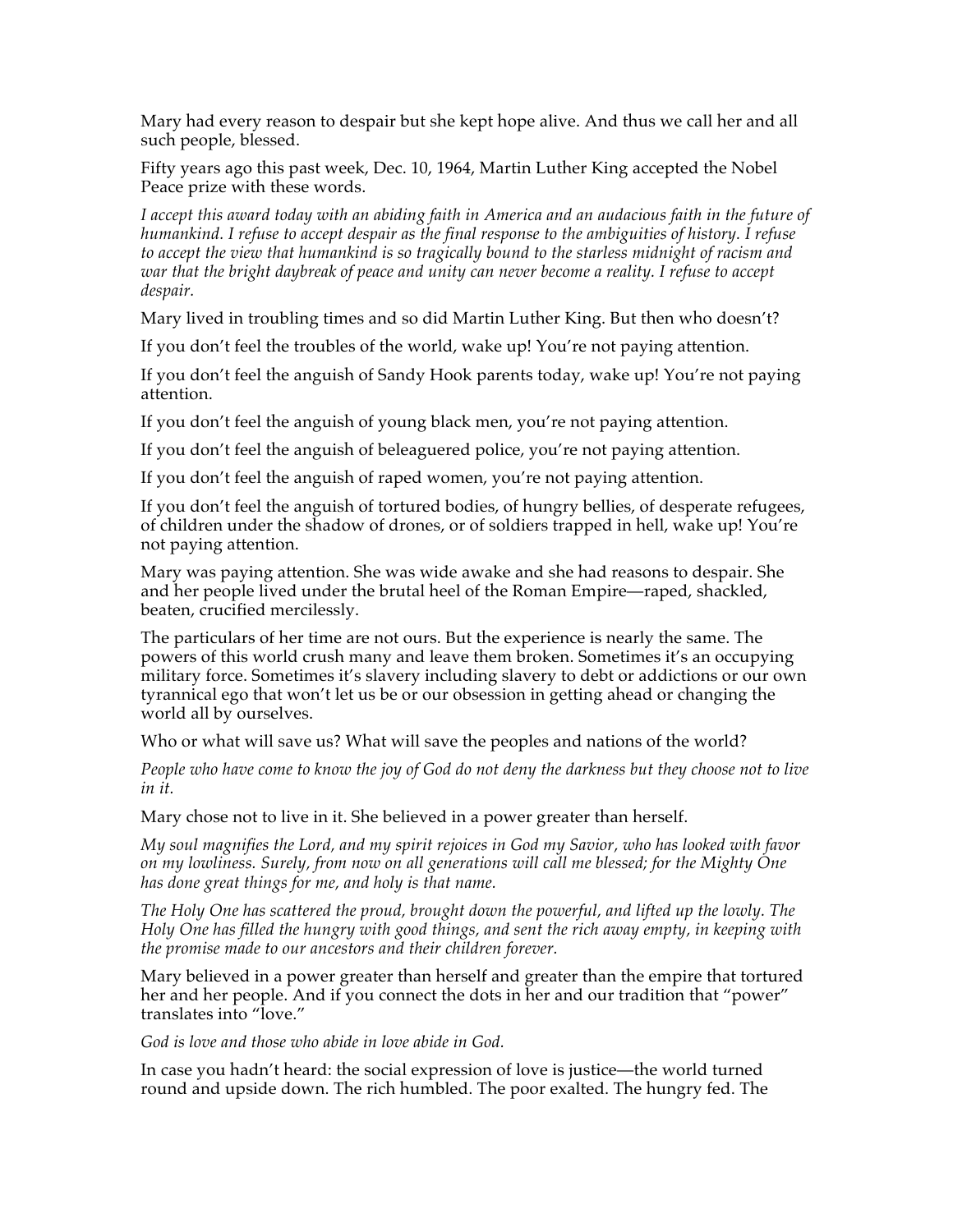Mary had every reason to despair but she kept hope alive. And thus we call her and all such people, blessed.

Fifty years ago this past week, Dec. 10, 1964, Martin Luther King accepted the Nobel Peace prize with these words.

*I accept this award today with an abiding faith in America and an audacious faith in the future of humankind. I refuse to accept despair as the final response to the ambiguities of history. I refuse to accept the view that humankind is so tragically bound to the starless midnight of racism and war that the bright daybreak of peace and unity can never become a reality. I refuse to accept despair.*

Mary lived in troubling times and so did Martin Luther King. But then who doesn't?

If you don't feel the troubles of the world, wake up! You're not paying attention.

If you don't feel the anguish of Sandy Hook parents today, wake up! You're not paying attention.

If you don't feel the anguish of young black men, you're not paying attention.

If you don't feel the anguish of beleaguered police, you're not paying attention.

If you don't feel the anguish of raped women, you're not paying attention.

If you don't feel the anguish of tortured bodies, of hungry bellies, of desperate refugees, of children under the shadow of drones, or of soldiers trapped in hell, wake up! You're not paying attention.

Mary was paying attention. She was wide awake and she had reasons to despair. She and her people lived under the brutal heel of the Roman Empire—raped, shackled, beaten, crucified mercilessly.

The particulars of her time are not ours. But the experience is nearly the same. The powers of this world crush many and leave them broken. Sometimes it's an occupying military force. Sometimes it's slavery including slavery to debt or addictions or our own tyrannical ego that won't let us be or our obsession in getting ahead or changing the world all by ourselves.

Who or what will save us? What will save the peoples and nations of the world?

*People who have come to know the joy of God do not deny the darkness but they choose not to live in it.*

Mary chose not to live in it. She believed in a power greater than herself.

*My soul magnifies the Lord, and my spirit rejoices in God my Savior, who has looked with favor on my lowliness. Surely, from now on all generations will call me blessed; for the Mighty One has done great things for me, and holy is that name.*

*The Holy One has scattered the proud, brought down the powerful, and lifted up the lowly. The Holy One has filled the hungry with good things, and sent the rich away empty, in keeping with the promise made to our ancestors and their children forever.*

Mary believed in a power greater than herself and greater than the empire that tortured her and her people. And if you connect the dots in her and our tradition that "power" translates into "love."

*God is love and those who abide in love abide in God.*

In case you hadn't heard: the social expression of love is justice—the world turned round and upside down. The rich humbled. The poor exalted. The hungry fed. The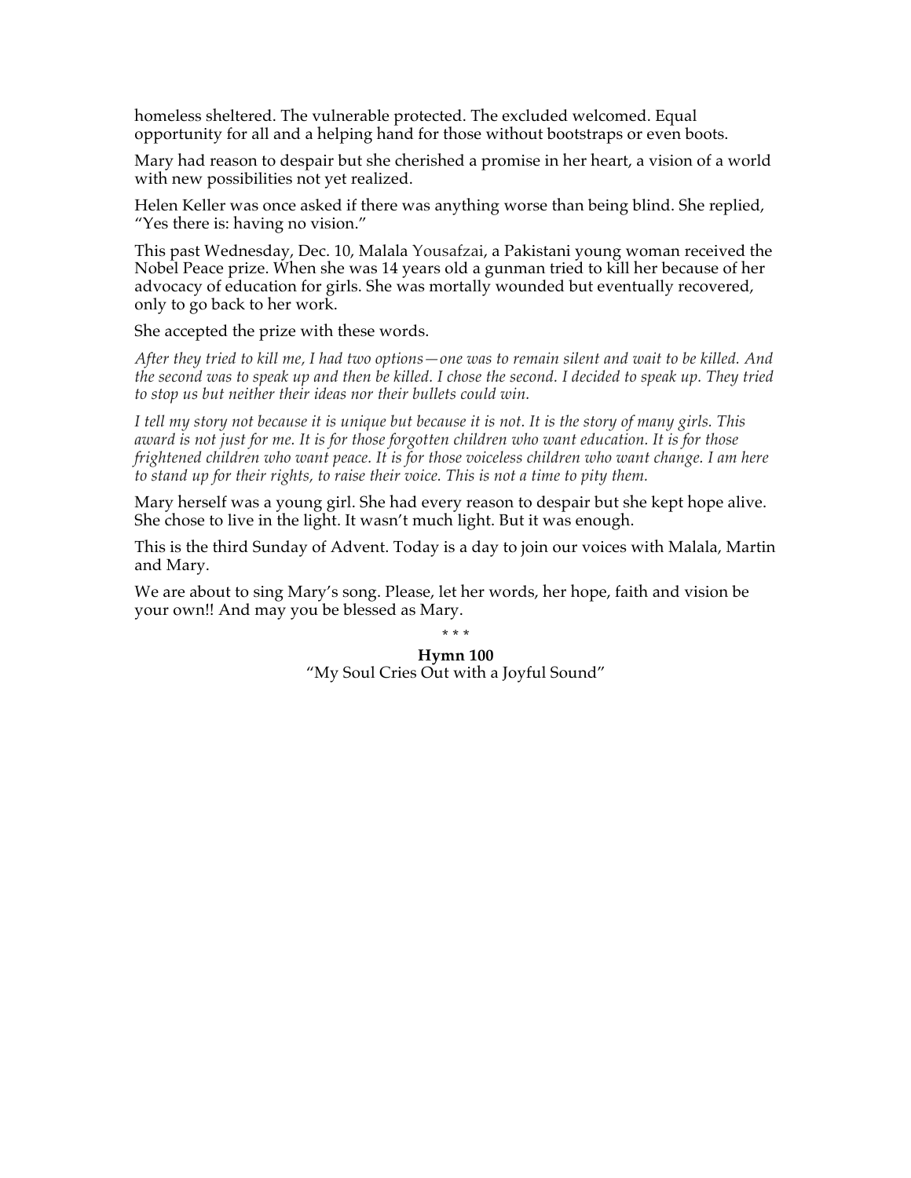homeless sheltered. The vulnerable protected. The excluded welcomed. Equal opportunity for all and a helping hand for those without bootstraps or even boots.

Mary had reason to despair but she cherished a promise in her heart, a vision of a world with new possibilities not yet realized.

Helen Keller was once asked if there was anything worse than being blind. She replied, "Yes there is: having no vision."

This past Wednesday, Dec. 10, Malala Yousafzai, a Pakistani young woman received the Nobel Peace prize. When she was 14 years old a gunman tried to kill her because of her advocacy of education for girls. She was mortally wounded but eventually recovered, only to go back to her work.

She accepted the prize with these words.

*After they tried to kill me, I had two options—one was to remain silent and wait to be killed. And the second was to speak up and then be killed. I chose the second. I decided to speak up. They tried to stop us but neither their ideas nor their bullets could win.*

*I tell my story not because it is unique but because it is not. It is the story of many girls. This award is not just for me. It is for those forgotten children who want education. It is for those frightened children who want peace. It is for those voiceless children who want change. I am here to stand up for their rights, to raise their voice. This is not a time to pity them.*

Mary herself was a young girl. She had every reason to despair but she kept hope alive. She chose to live in the light. It wasn't much light. But it was enough.

This is the third Sunday of Advent. Today is a day to join our voices with Malala, Martin and Mary.

We are about to sing Mary's song. Please, let her words, her hope, faith and vision be your own!! And may you be blessed as Mary.

\* \* \*

**Hymn 100**
"My Soul Cries Out with a Joyful Sound"